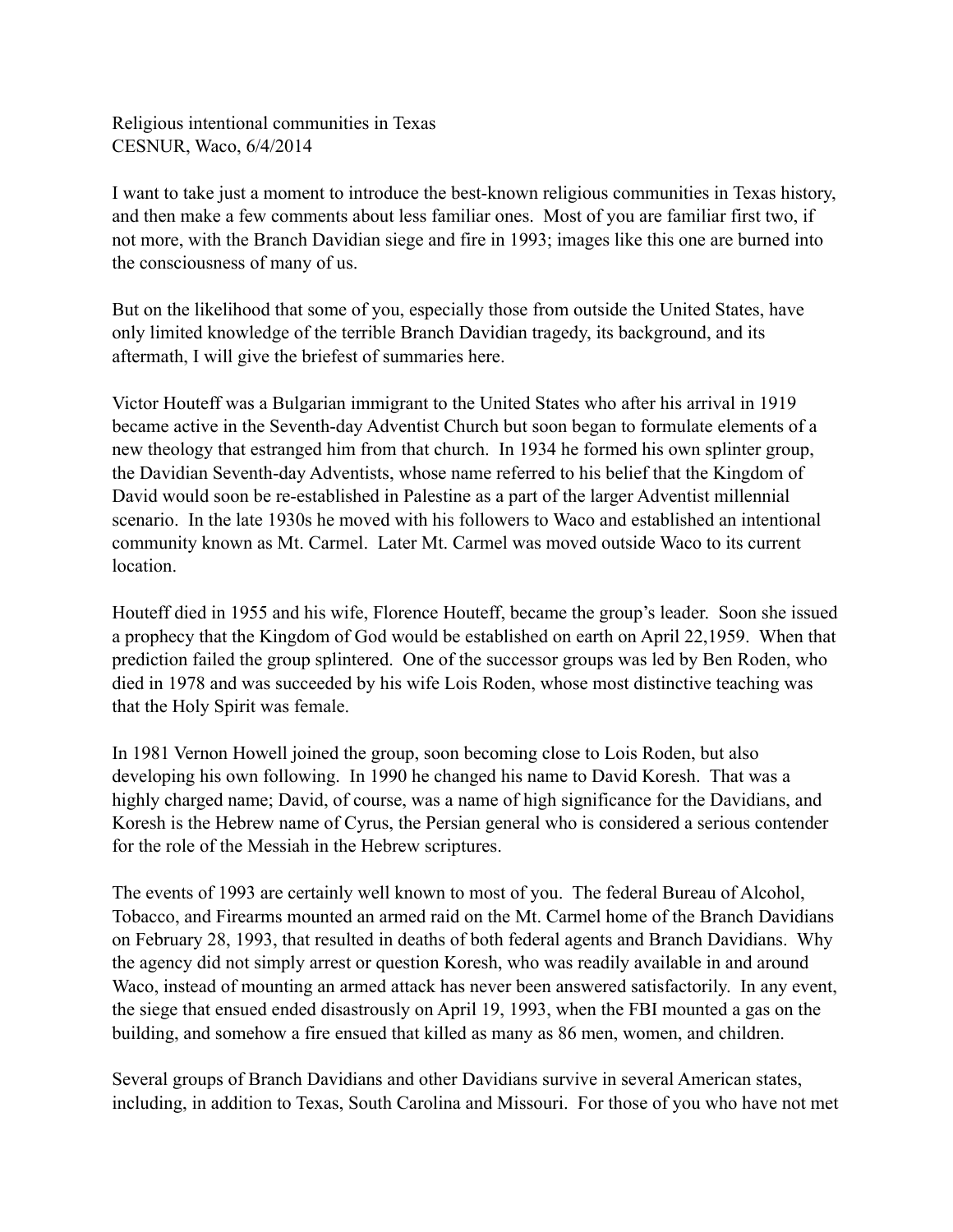Religious intentional communities in Texas
CESNUR, Waco, 6/4/2014

I want to take just a moment to introduce the best-known religious communities in Texas history, and then make a few comments about less familiar ones. Most of you are familiar first two, if not more, with the Branch Davidian siege and fire in 1993; images like this one are burned into the consciousness of many of us.

But on the likelihood that some of you, especially those from outside the United States, have only limited knowledge of the terrible Branch Davidian tragedy, its background, and its aftermath, I will give the briefest of summaries here.

Victor Houteff was a Bulgarian immigrant to the United States who after his arrival in 1919 became active in the Seventh-day Adventist Church but soon began to formulate elements of a new theology that estranged him from that church. In 1934 he formed his own splinter group, the Davidian Seventh-day Adventists, whose name referred to his belief that the Kingdom of David would soon be re-established in Palestine as a part of the larger Adventist millennial scenario. In the late 1930s he moved with his followers to Waco and established an intentional community known as Mt. Carmel. Later Mt. Carmel was moved outside Waco to its current location.

Houteff died in 1955 and his wife, Florence Houteff, became the group's leader. Soon she issued a prophecy that the Kingdom of God would be established on earth on April 22,1959. When that prediction failed the group splintered. One of the successor groups was led by Ben Roden, who died in 1978 and was succeeded by his wife Lois Roden, whose most distinctive teaching was that the Holy Spirit was female.

In 1981 Vernon Howell joined the group, soon becoming close to Lois Roden, but also developing his own following. In 1990 he changed his name to David Koresh. That was a highly charged name; David, of course, was a name of high significance for the Davidians, and Koresh is the Hebrew name of Cyrus, the Persian general who is considered a serious contender for the role of the Messiah in the Hebrew scriptures.

The events of 1993 are certainly well known to most of you. The federal Bureau of Alcohol, Tobacco, and Firearms mounted an armed raid on the Mt. Carmel home of the Branch Davidians on February 28, 1993, that resulted in deaths of both federal agents and Branch Davidians. Why the agency did not simply arrest or question Koresh, who was readily available in and around Waco, instead of mounting an armed attack has never been answered satisfactorily. In any event, the siege that ensued ended disastrously on April 19, 1993, when the FBI mounted a gas on the building, and somehow a fire ensued that killed as many as 86 men, women, and children.

Several groups of Branch Davidians and other Davidians survive in several American states, including, in addition to Texas, South Carolina and Missouri. For those of you who have not met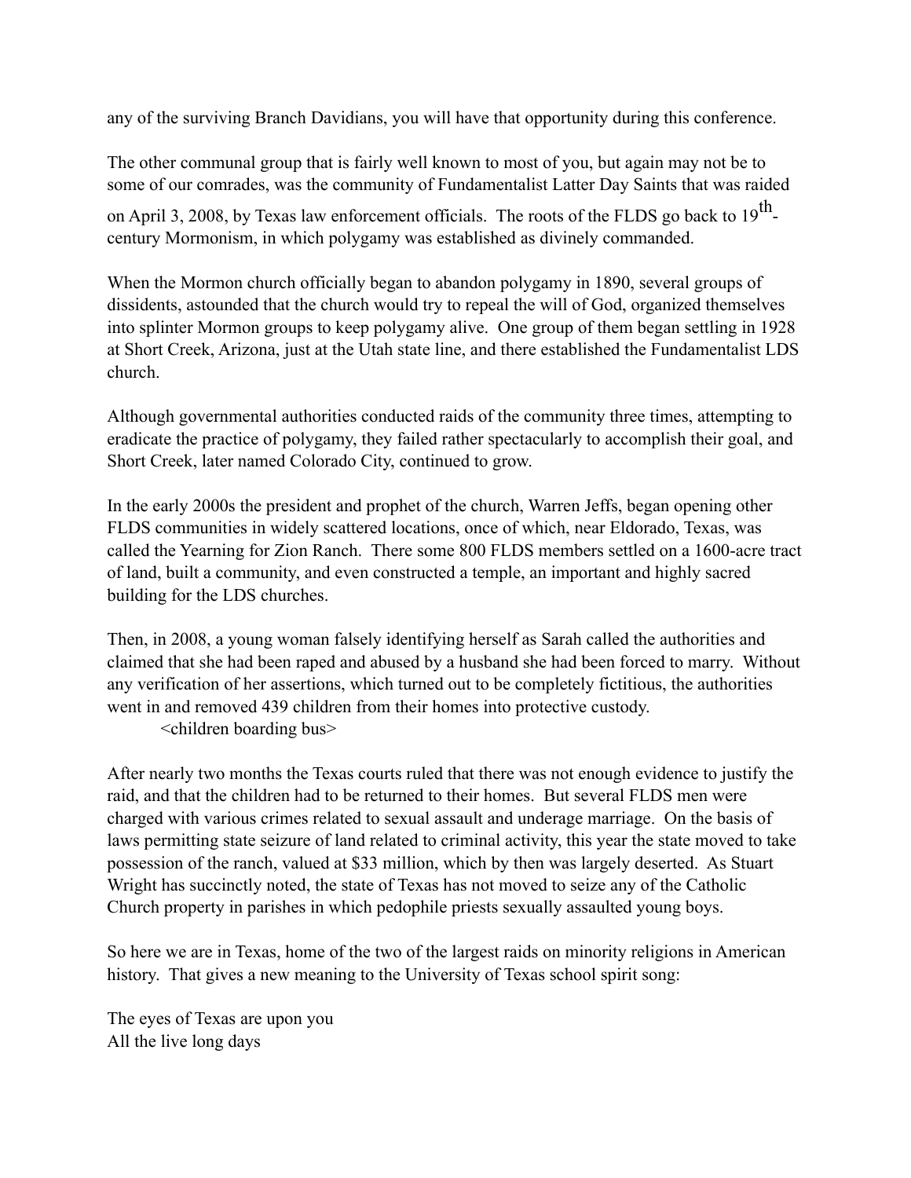any of the surviving Branch Davidians, you will have that opportunity during this conference.

The other communal group that is fairly well known to most of you, but again may not be to some of our comrades, was the community of Fundamentalist Latter Day Saints that was raided on April 3, 2008, by Texas law enforcement officials. The roots of the FLDS go back to $19^{th}$-century Mormonism, in which polygamy was established as divinely commanded.

When the Mormon church officially began to abandon polygamy in 1890, several groups of dissidents, astounded that the church would try to repeal the will of God, organized themselves into splinter Mormon groups to keep polygamy alive. One group of them began settling in 1928 at Short Creek, Arizona, just at the Utah state line, and there established the Fundamentalist LDS church.

Although governmental authorities conducted raids of the community three times, attempting to eradicate the practice of polygamy, they failed rather spectacularly to accomplish their goal, and Short Creek, later named Colorado City, continued to grow.

In the early 2000s the president and prophet of the church, Warren Jeffs, began opening other FLDS communities in widely scattered locations, once of which, near Eldorado, Texas, was called the Yearning for Zion Ranch. There some 800 FLDS members settled on a 1600-acre tract of land, built a community, and even constructed a temple, an important and highly sacred building for the LDS churches.

Then, in 2008, a young woman falsely identifying herself as Sarah called the authorities and claimed that she had been raped and abused by a husband she had been forced to marry. Without any verification of her assertions, which turned out to be completely fictitious, the authorities went in and removed 439 children from their homes into protective custody.

<children boarding bus>

After nearly two months the Texas courts ruled that there was not enough evidence to justify the raid, and that the children had to be returned to their homes. But several FLDS men were charged with various crimes related to sexual assault and underage marriage. On the basis of laws permitting state seizure of land related to criminal activity, this year the state moved to take possession of the ranch, valued at $33 million, which by then was largely deserted. As Stuart Wright has succinctly noted, the state of Texas has not moved to seize any of the Catholic Church property in parishes in which pedophile priests sexually assaulted young boys.

So here we are in Texas, home of the two of the largest raids on minority religions in American history. That gives a new meaning to the University of Texas school spirit song:

The eyes of Texas are upon you
All the live long days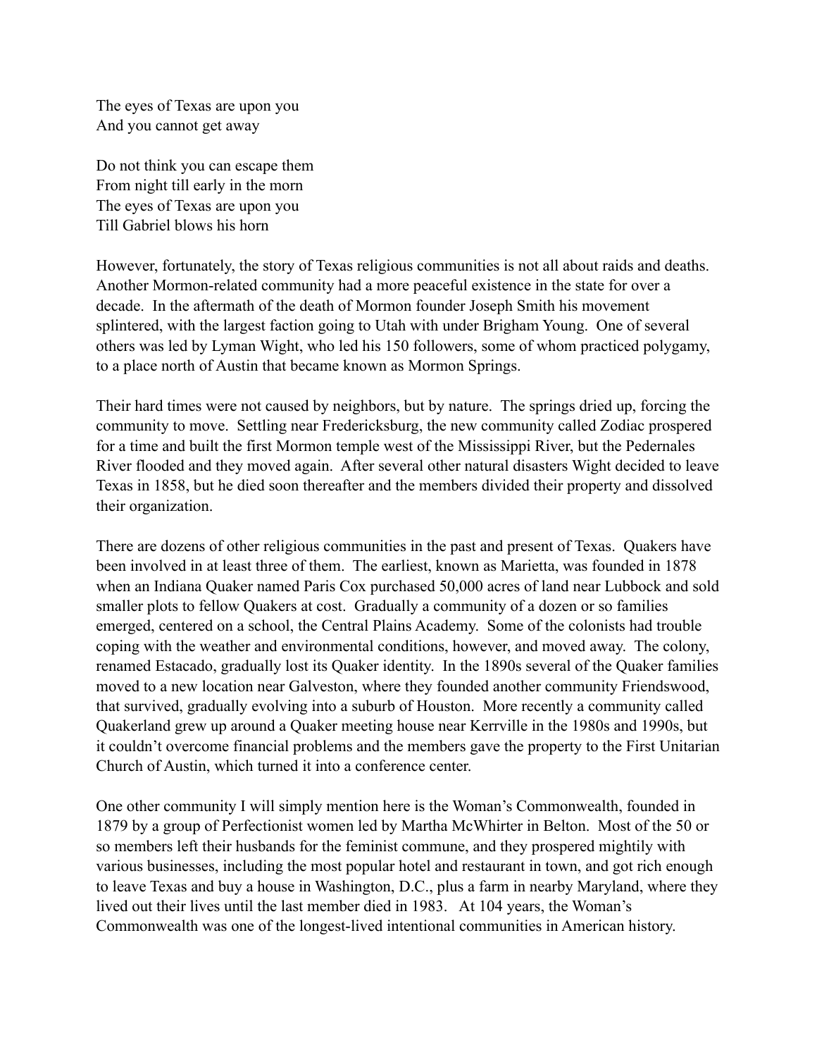The eyes of Texas are upon you
And you cannot get away

Do not think you can escape them
From night till early in the morn
The eyes of Texas are upon you
Till Gabriel blows his horn

However, fortunately, the story of Texas religious communities is not all about raids and deaths. Another Mormon-related community had a more peaceful existence in the state for over a decade. In the aftermath of the death of Mormon founder Joseph Smith his movement splintered, with the largest faction going to Utah with under Brigham Young. One of several others was led by Lyman Wight, who led his 150 followers, some of whom practiced polygamy, to a place north of Austin that became known as Mormon Springs.

Their hard times were not caused by neighbors, but by nature. The springs dried up, forcing the community to move. Settling near Fredericksburg, the new community called Zodiac prospered for a time and built the first Mormon temple west of the Mississippi River, but the Pedernales River flooded and they moved again. After several other natural disasters Wight decided to leave Texas in 1858, but he died soon thereafter and the members divided their property and dissolved their organization.

There are dozens of other religious communities in the past and present of Texas. Quakers have been involved in at least three of them. The earliest, known as Marietta, was founded in 1878 when an Indiana Quaker named Paris Cox purchased 50,000 acres of land near Lubbock and sold smaller plots to fellow Quakers at cost. Gradually a community of a dozen or so families emerged, centered on a school, the Central Plains Academy. Some of the colonists had trouble coping with the weather and environmental conditions, however, and moved away. The colony, renamed Estacado, gradually lost its Quaker identity. In the 1890s several of the Quaker families moved to a new location near Galveston, where they founded another community Friendswood, that survived, gradually evolving into a suburb of Houston. More recently a community called Quakerland grew up around a Quaker meeting house near Kerrville in the 1980s and 1990s, but it couldn't overcome financial problems and the members gave the property to the First Unitarian Church of Austin, which turned it into a conference center.

One other community I will simply mention here is the Woman's Commonwealth, founded in 1879 by a group of Perfectionist women led by Martha McWhirter in Belton. Most of the 50 or so members left their husbands for the feminist commune, and they prospered mightily with various businesses, including the most popular hotel and restaurant in town, and got rich enough to leave Texas and buy a house in Washington, D.C., plus a farm in nearby Maryland, where they lived out their lives until the last member died in 1983. At 104 years, the Woman's Commonwealth was one of the longest-lived intentional communities in American history.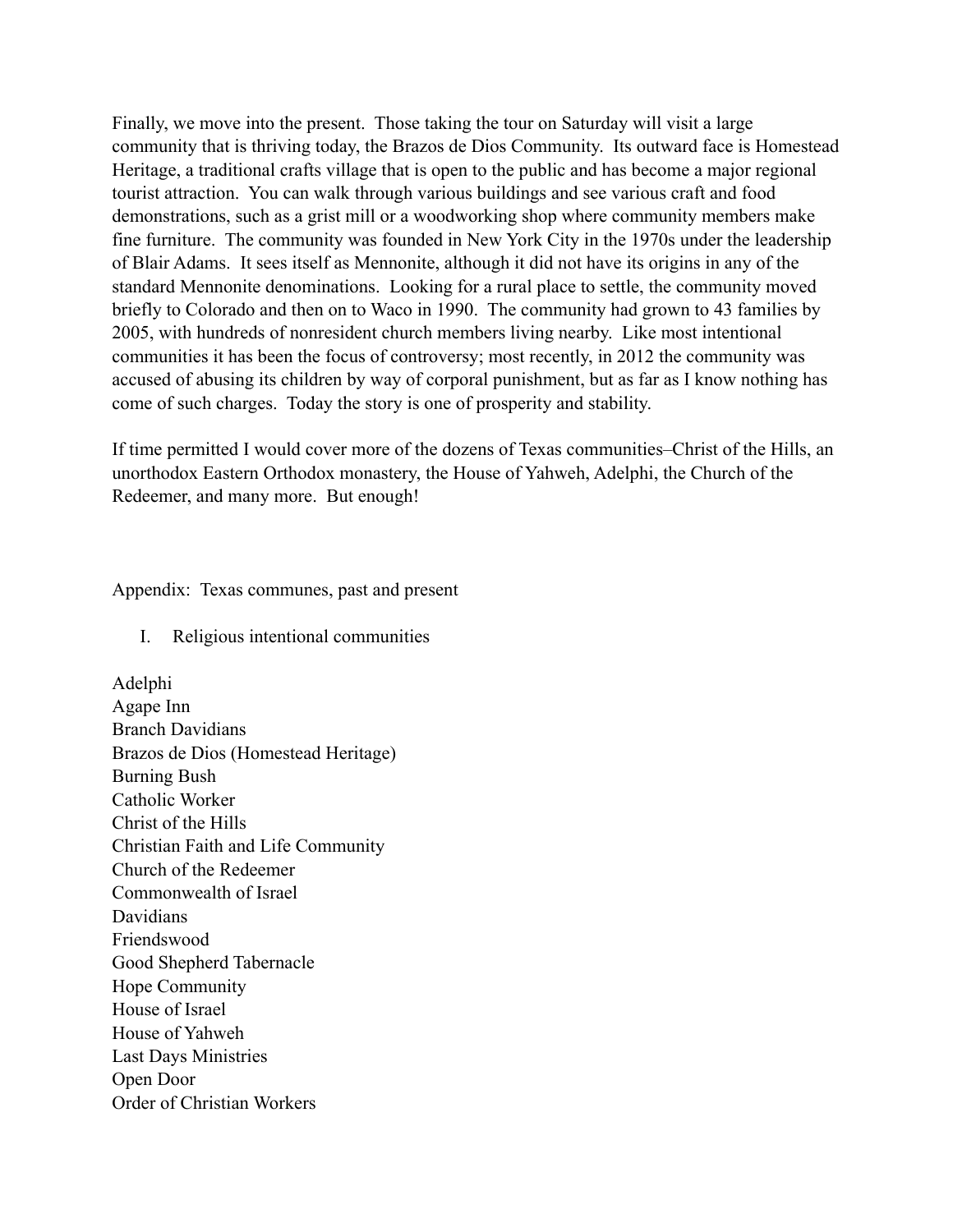Finally, we move into the present. Those taking the tour on Saturday will visit a large community that is thriving today, the Brazos de Dios Community. Its outward face is Homestead Heritage, a traditional crafts village that is open to the public and has become a major regional tourist attraction. You can walk through various buildings and see various craft and food demonstrations, such as a grist mill or a woodworking shop where community members make fine furniture. The community was founded in New York City in the 1970s under the leadership of Blair Adams. It sees itself as Mennonite, although it did not have its origins in any of the standard Mennonite denominations. Looking for a rural place to settle, the community moved briefly to Colorado and then on to Waco in 1990. The community had grown to 43 families by 2005, with hundreds of nonresident church members living nearby. Like most intentional communities it has been the focus of controversy; most recently, in 2012 the community was accused of abusing its children by way of corporal punishment, but as far as I know nothing has come of such charges. Today the story is one of prosperity and stability.

If time permitted I would cover more of the dozens of Texas communities–Christ of the Hills, an unorthodox Eastern Orthodox monastery, the House of Yahweh, Adelphi, the Church of the Redeemer, and many more. But enough!

Appendix: Texas communes, past and present

I. Religious intentional communities

Adelphi
Agape Inn
Branch Davidians
Brazos de Dios (Homestead Heritage)
Burning Bush
Catholic Worker
Christ of the Hills
Christian Faith and Life Community
Church of the Redeemer
Commonwealth of Israel
Davidians
Friendswood
Good Shepherd Tabernacle
Hope Community
House of Israel
House of Yahweh
Last Days Ministries
Open Door
Order of Christian Workers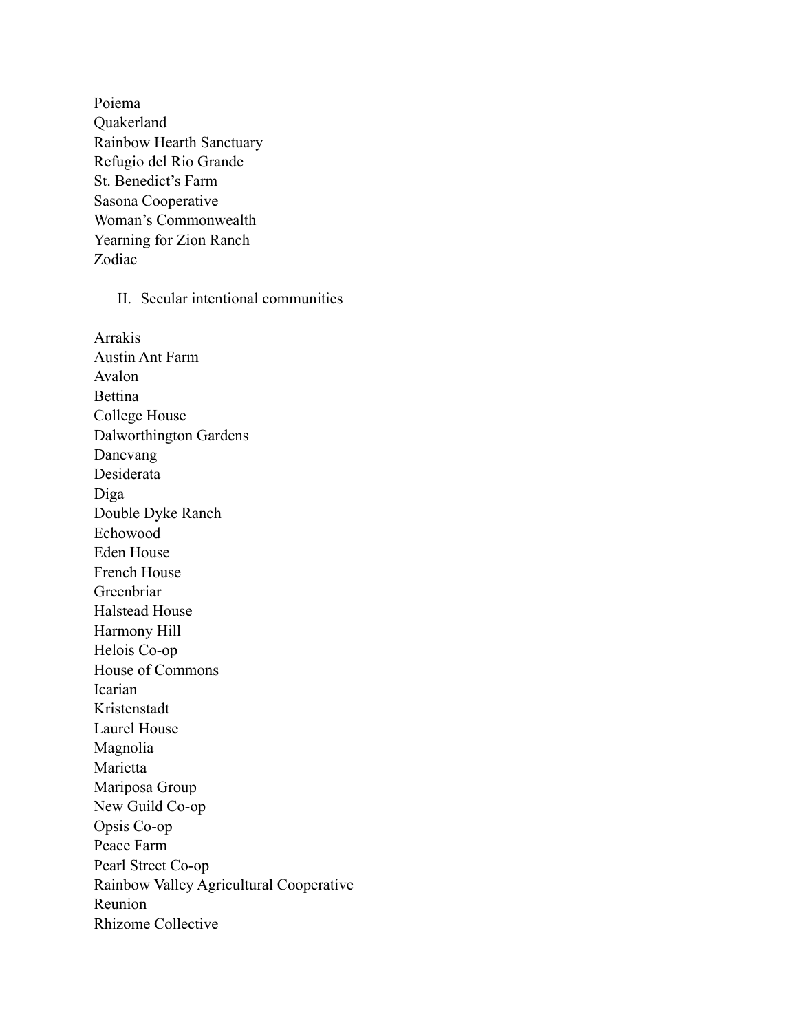Poiema
Quakerland
Rainbow Hearth Sanctuary
Refugio del Rio Grande
St. Benedict's Farm
Sasona Cooperative
Woman's Commonwealth
Yearning for Zion Ranch
Zodiac

## II. Secular intentional communities

Arrakis
Austin Ant Farm
Avalon
Bettina
College House
Dalworthington Gardens
Danevang
Desiderata
Diga
Double Dyke Ranch
Echowood
Eden House
French House
Greenbriar
Halstead House
Harmony Hill
Helois Co-op
House of Commons
Icarian
Kristenstadt
Laurel House
Magnolia
Marietta
Mariposa Group
New Guild Co-op
Opsis Co-op
Peace Farm
Pearl Street Co-op
Rainbow Valley Agricultural Cooperative
Reunion
Rhizome Collective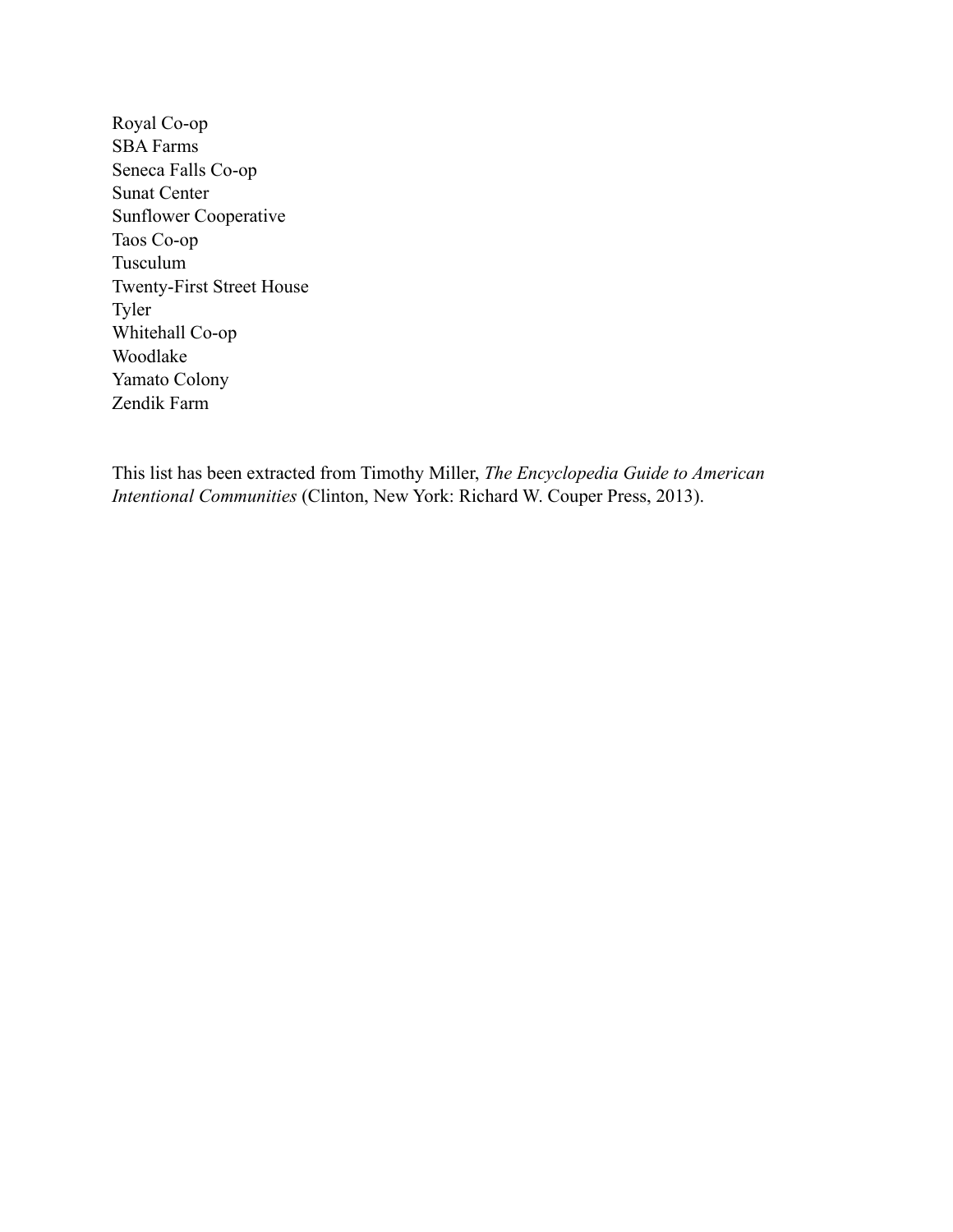Royal Co-op
SBA Farms
Seneca Falls Co-op
Sunat Center
Sunflower Cooperative
Taos Co-op
Tusculum
Twenty-First Street House
Tyler
Whitehall Co-op
Woodlake
Yamato Colony
Zendik Farm

This list has been extracted from Timothy Miller, *The Encyclopedia Guide to American Intentional Communities* (Clinton, New York: Richard W. Couper Press, 2013).